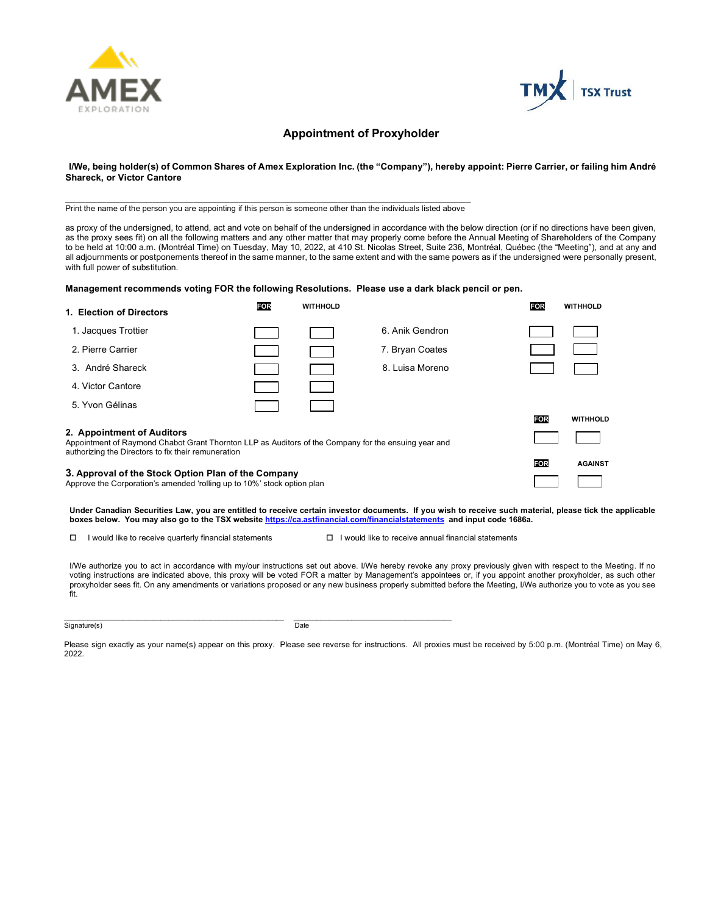AMEX EXPLORATION

TMX | TSX Trust

# Appointment of Proxyholder

**I/We, being holder(s) of Common Shares of Amex Exploration Inc. (the "Company"), hereby appoint: Pierre Carrier, or failing him André Shareck, or Victor Cantore**

\_\_\_\_\_\_\_\_\_\_\_\_\_\_\_\_\_\_\_\_\_\_\_\_\_\_\_\_\_\_\_\_\_\_\_\_\_\_\_\_\_\_\_\_\_\_\_\_\_\_\_\_\_\_\_\_\_\_\_\_\_\_\_\_\_\_
Print the name of the person you are appointing if this person is someone other than the individuals listed above

as proxy of the undersigned, to attend, act and vote on behalf of the undersigned in accordance with the below direction (or if no directions have been given, as the proxy sees fit) on all the following matters and any other matter that may properly come before the Annual Meeting of Shareholders of the Company to be held at 10:00 a.m. (Montréal Time) on Tuesday, May 10, 2022, at 410 St. Nicolas Street, Suite 236, Montréal, Québec (the "Meeting"), and at any and all adjournments or postponements thereof in the same manner, to the same extent and with the same powers as if the undersigned were personally present, with full power of substitution.

**Management recommends voting FOR the following Resolutions. Please use a dark black pencil or pen.**

**1. Election of Directors**

| | FOR | WITHHOLD | | FOR | WITHHOLD |
|---|---|---|---|---|---|
| 1. Jacques Trottier | ☐ | ☐ | 6. Anik Gendron | ☐ | ☐ |
| 2. Pierre Carrier | ☐ | ☐ | 7. Bryan Coates | ☐ | ☐ |
| 3. André Shareck | ☐ | ☐ | 8. Luisa Moreno | ☐ | ☐ |
| 4. Victor Cantore | ☐ | ☐ | | | |
| 5. Yvon Gélinas | ☐ | ☐ | | | |

**2. Appointment of Auditors**
Appointment of Raymond Chabot Grant Thornton LLP as Auditors of the Company for the ensuing year and authorizing the Directors to fix their remuneration

| FOR | WITHHOLD |
|---|---|
| ☐ | ☐ |

**3. Approval of the Stock Option Plan of the Company**
Approve the Corporation's amended 'rolling up to 10%' stock option plan

| FOR | AGAINST |
|---|---|
| ☐ | ☐ |

**Under Canadian Securities Law, you are entitled to receive certain investor documents. If you wish to receive such material, please tick the applicable boxes below. You may also go to the TSX website https://ca.astfinancial.com/financialstatements and input code 1686a.**

☐ I would like to receive quarterly financial statements

☐ I would like to receive annual financial statements

I/We authorize you to act in accordance with my/our instructions set out above. I/We hereby revoke any proxy previously given with respect to the Meeting. If no voting instructions are indicated above, this proxy will be voted FOR a matter by Management's appointees or, if you appoint another proxyholder, as such other proxyholder sees fit. On any amendments or variations proposed or any new business properly submitted before the Meeting, I/We authorize you to vote as you see fit.

\_\_\_\_\_\_\_\_\_\_\_\_\_\_\_\_\_\_\_\_\_\_\_\_\_\_\_\_\_\_\_\_\_\_\_\_ \_\_\_\_\_\_\_\_\_\_\_\_\_\_\_\_\_\_\_\_\_\_\_\_\_\_
Signature(s) Date

Please sign exactly as your name(s) appear on this proxy. Please see reverse for instructions. All proxies must be received by 5:00 p.m. (Montréal Time) on May 6, 2022.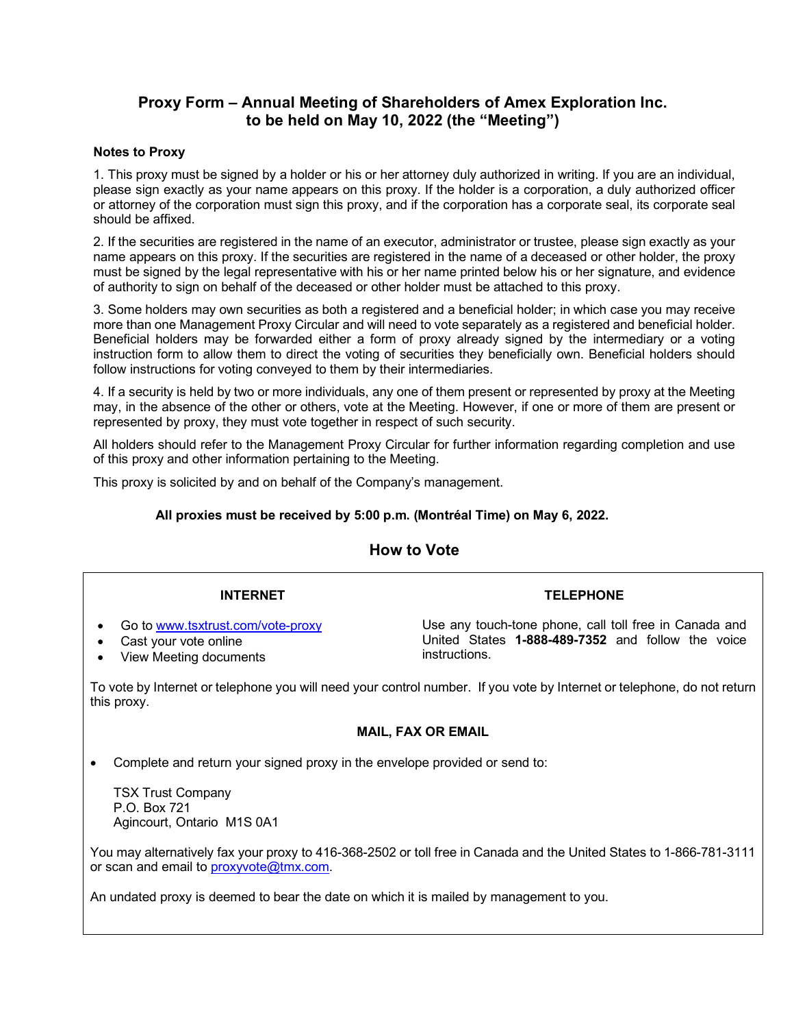# Proxy Form – Annual Meeting of Shareholders of Amex Exploration Inc. to be held on May 10, 2022 (the "Meeting")

**Notes to Proxy**

1. This proxy must be signed by a holder or his or her attorney duly authorized in writing. If you are an individual, please sign exactly as your name appears on this proxy. If the holder is a corporation, a duly authorized officer or attorney of the corporation must sign this proxy, and if the corporation has a corporate seal, its corporate seal should be affixed.

2. If the securities are registered in the name of an executor, administrator or trustee, please sign exactly as your name appears on this proxy. If the securities are registered in the name of a deceased or other holder, the proxy must be signed by the legal representative with his or her name printed below his or her signature, and evidence of authority to sign on behalf of the deceased or other holder must be attached to this proxy.

3. Some holders may own securities as both a registered and a beneficial holder; in which case you may receive more than one Management Proxy Circular and will need to vote separately as a registered and beneficial holder. Beneficial holders may be forwarded either a form of proxy already signed by the intermediary or a voting instruction form to allow them to direct the voting of securities they beneficially own. Beneficial holders should follow instructions for voting conveyed to them by their intermediaries.

4. If a security is held by two or more individuals, any one of them present or represented by proxy at the Meeting may, in the absence of the other or others, vote at the Meeting. However, if one or more of them are present or represented by proxy, they must vote together in respect of such security.

All holders should refer to the Management Proxy Circular for further information regarding completion and use of this proxy and other information pertaining to the Meeting.

This proxy is solicited by and on behalf of the Company's management.

**All proxies must be received by 5:00 p.m. (Montréal Time) on May 6, 2022.**

## How to Vote

**INTERNET**

- Go to www.tsxtrust.com/vote-proxy
- Cast your vote online
- View Meeting documents

**TELEPHONE**

Use any touch-tone phone, call toll free in Canada and United States **1-888-489-7352** and follow the voice instructions.

To vote by Internet or telephone you will need your control number. If you vote by Internet or telephone, do not return this proxy.

**MAIL, FAX OR EMAIL**

- Complete and return your signed proxy in the envelope provided or send to:

  TSX Trust Company
  P.O. Box 721
  Agincourt, Ontario M1S 0A1

You may alternatively fax your proxy to 416-368-2502 or toll free in Canada and the United States to 1-866-781-3111 or scan and email to proxyvote@tmx.com.

An undated proxy is deemed to bear the date on which it is mailed by management to you.